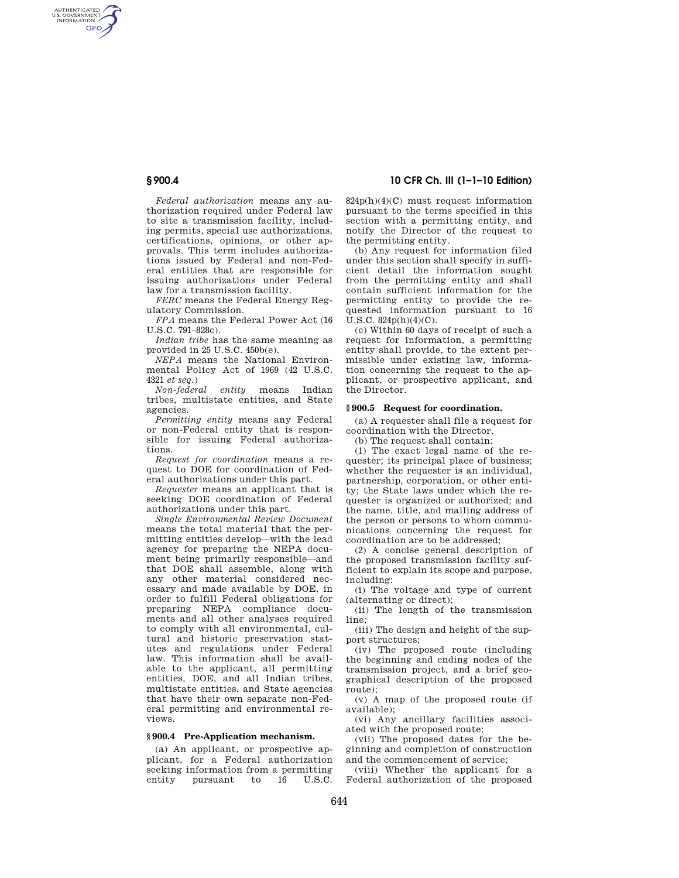*Federal authorization* means any authorization required under Federal law to site a transmission facility, including permits, special use authorizations, certifications, opinions, or other approvals. This term includes authorizations issued by Federal and non-Federal entities that are responsible for issuing authorizations under Federal law for a transmission facility.

*FERC* means the Federal Energy Regulatory Commission.

*FPA* means the Federal Power Act (16 U.S.C. 791–828c).

*Indian tribe* has the same meaning as provided in 25 U.S.C. 450b(e).

*NEPA* means the National Environmental Policy Act of 1969 (42 U.S.C. 4321 *et seq.*)

*Non-federal entity* means Indian tribes, multistate entities, and State agencies.

*Permitting entity* means any Federal or non-Federal entity that is responsible for issuing Federal authorizations.

*Request for coordination* means a request to DOE for coordination of Federal authorizations under this part.

*Requester* means an applicant that is seeking DOE coordination of Federal authorizations under this part.

*Single Environmental Review Document* means the total material that the permitting entities develop—with the lead agency for preparing the NEPA document being primarily responsible—and that DOE shall assemble, along with any other material considered necessary and made available by DOE, in order to fulfill Federal obligations for preparing NEPA compliance documents and all other analyses required to comply with all environmental, cultural and historic preservation statutes and regulations under Federal law. This information shall be available to the applicant, all permitting entities, DOE, and all Indian tribes, multistate entities, and State agencies that have their own separate non-Federal permitting and environmental reviews.

### § 900.4 Pre-Application mechanism.

(a) An applicant, or prospective applicant, for a Federal authorization seeking information from a permitting entity pursuant to 16 U.S.C. 824p(h)(4)(C) must request information pursuant to the terms specified in this section with a permitting entity, and notify the Director of the request to the permitting entity.

(b) Any request for information filed under this section shall specify in sufficient detail the information sought from the permitting entity and shall contain sufficient information for the permitting entity to provide the requested information pursuant to 16 U.S.C. 824p(h)(4)(C).

(c) Within 60 days of receipt of such a request for information, a permitting entity shall provide, to the extent permissible under existing law, information concerning the request to the applicant, or prospective applicant, and the Director.

### § 900.5 Request for coordination.

(a) A requester shall file a request for coordination with the Director.

(b) The request shall contain:

(1) The exact legal name of the requester; its principal place of business; whether the requester is an individual, partnership, corporation, or other entity; the State laws under which the requester is organized or authorized; and the name, title, and mailing address of the person or persons to whom communications concerning the request for coordination are to be addressed;

(2) A concise general description of the proposed transmission facility sufficient to explain its scope and purpose, including:

(i) The voltage and type of current (alternating or direct);

(ii) The length of the transmission line;

(iii) The design and height of the support structures;

(iv) The proposed route (including the beginning and ending nodes of the transmission project, and a brief geographical description of the proposed route);

(v) A map of the proposed route (if available);

(vi) Any ancillary facilities associated with the proposed route;

(vii) The proposed dates for the beginning and completion of construction and the commencement of service;

(viii) Whether the applicant for a Federal authorization of the proposed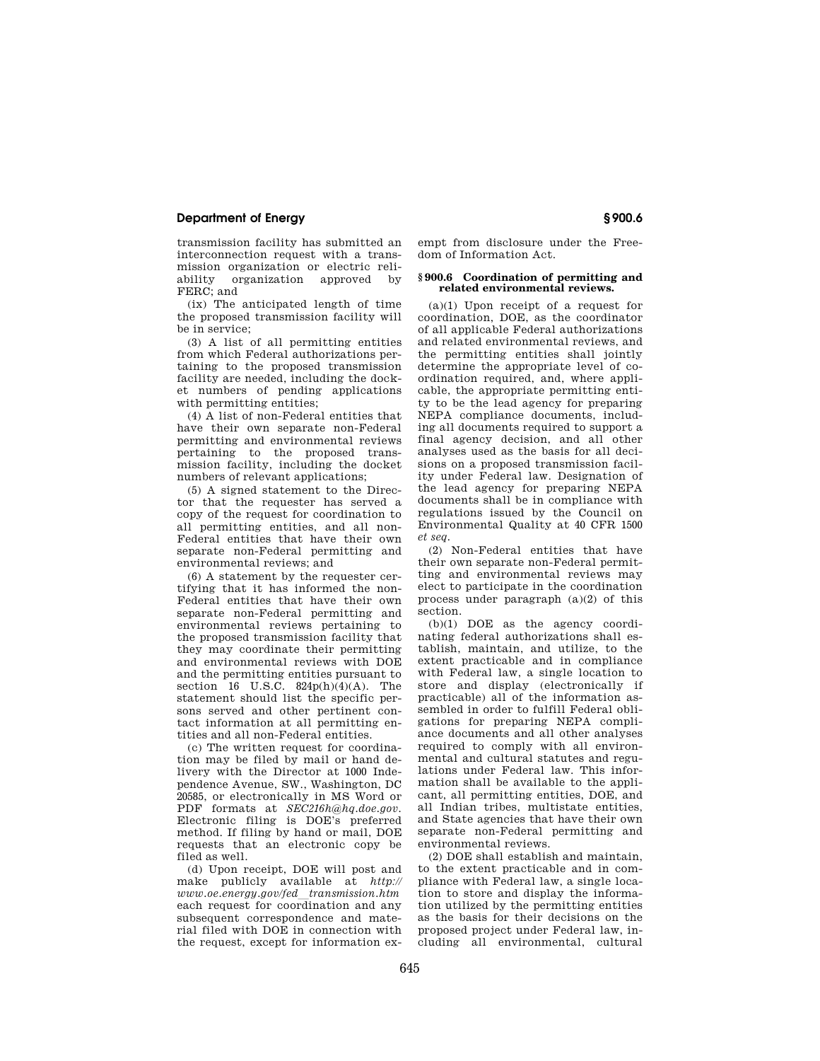transmission facility has submitted an interconnection request with a transmission organization or electric reliability organization approved by FERC; and

(ix) The anticipated length of time the proposed transmission facility will be in service;

(3) A list of all permitting entities from which Federal authorizations pertaining to the proposed transmission facility are needed, including the docket numbers of pending applications with permitting entities;

(4) A list of non-Federal entities that have their own separate non-Federal permitting and environmental reviews pertaining to the proposed transmission facility, including the docket numbers of relevant applications;

(5) A signed statement to the Director that the requester has served a copy of the request for coordination to all permitting entities, and all non-Federal entities that have their own separate non-Federal permitting and environmental reviews; and

(6) A statement by the requester certifying that it has informed the non-Federal entities that have their own separate non-Federal permitting and environmental reviews pertaining to the proposed transmission facility that they may coordinate their permitting and environmental reviews with DOE and the permitting entities pursuant to section 16 U.S.C. 824p(h)(4)(A). The statement should list the specific persons served and other pertinent contact information at all permitting entities and all non-Federal entities.

(c) The written request for coordination may be filed by mail or hand delivery with the Director at 1000 Independence Avenue, SW., Washington, DC 20585, or electronically in MS Word or PDF formats at *SEC216h@hq.doe.gov*. Electronic filing is DOE's preferred method. If filing by hand or mail, DOE requests that an electronic copy be filed as well.

(d) Upon receipt, DOE will post and make publicly available at *http://www.oe.energy.gov/fed_transmission.htm* each request for coordination and any subsequent correspondence and material filed with DOE in connection with the request, except for information exempt from disclosure under the Freedom of Information Act.

### § 900.6 Coordination of permitting and related environmental reviews.

(a)(1) Upon receipt of a request for coordination, DOE, as the coordinator of all applicable Federal authorizations and related environmental reviews, and the permitting entities shall jointly determine the appropriate level of coordination required, and, where applicable, the appropriate permitting entity to be the lead agency for preparing NEPA compliance documents, including all documents required to support a final agency decision, and all other analyses used as the basis for all decisions on a proposed transmission facility under Federal law. Designation of the lead agency for preparing NEPA documents shall be in compliance with regulations issued by the Council on Environmental Quality at 40 CFR 1500 *et seq*.

(2) Non-Federal entities that have their own separate non-Federal permitting and environmental reviews may elect to participate in the coordination process under paragraph (a)(2) of this section.

(b)(1) DOE as the agency coordinating federal authorizations shall establish, maintain, and utilize, to the extent practicable and in compliance with Federal law, a single location to store and display (electronically if practicable) all of the information assembled in order to fulfill Federal obligations for preparing NEPA compliance documents and all other analyses required to comply with all environmental and cultural statutes and regulations under Federal law. This information shall be available to the applicant, all permitting entities, DOE, and all Indian tribes, multistate entities, and State agencies that have their own separate non-Federal permitting and environmental reviews.

(2) DOE shall establish and maintain, to the extent practicable and in compliance with Federal law, a single location to store and display the information utilized by the permitting entities as the basis for their decisions on the proposed project under Federal law, including all environmental, cultural